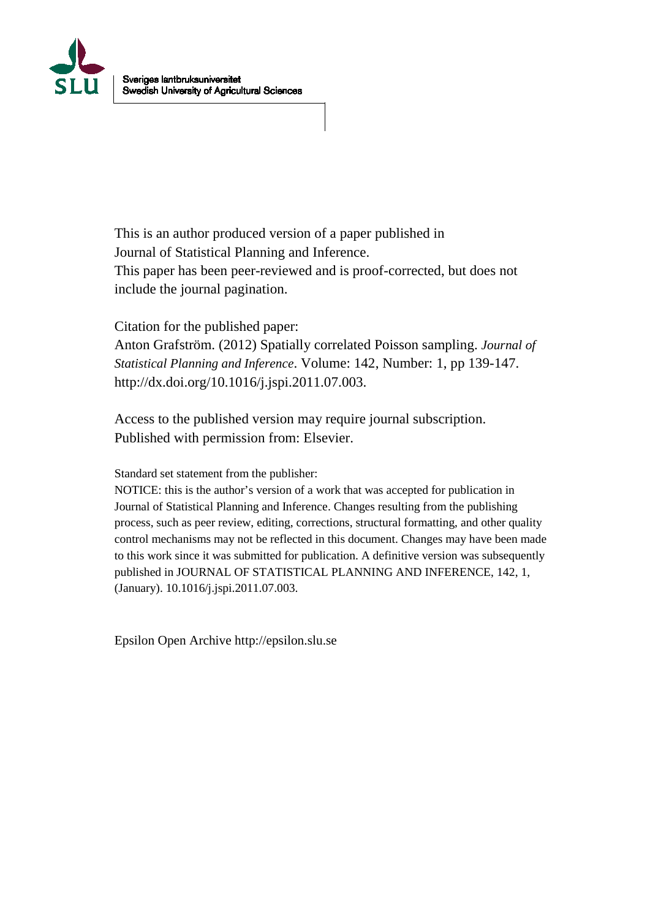Sveriges lantbruksuniversitet
Swedish University of Agricultural Sciences

This is an author produced version of a paper published in
Journal of Statistical Planning and Inference.
This paper has been peer-reviewed and is proof-corrected, but does not include the journal pagination.

Citation for the published paper:
Anton Grafström. (2012) Spatially correlated Poisson sampling. *Journal of Statistical Planning and Inference*. Volume: 142, Number: 1, pp 139-147.
http://dx.doi.org/10.1016/j.jspi.2011.07.003.

Access to the published version may require journal subscription.
Published with permission from: Elsevier.

Standard set statement from the publisher:
NOTICE: this is the author's version of a work that was accepted for publication in Journal of Statistical Planning and Inference. Changes resulting from the publishing process, such as peer review, editing, corrections, structural formatting, and other quality control mechanisms may not be reflected in this document. Changes may have been made to this work since it was submitted for publication. A definitive version was subsequently published in JOURNAL OF STATISTICAL PLANNING AND INFERENCE, 142, 1, (January). 10.1016/j.jspi.2011.07.003.

Epsilon Open Archive http://epsilon.slu.se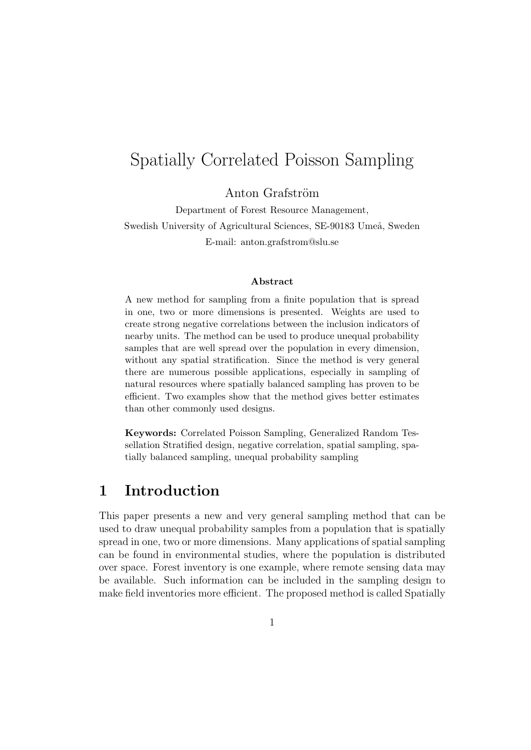# Spatially Correlated Poisson Sampling

Anton Grafström

Department of Forest Resource Management,
Swedish University of Agricultural Sciences, SE-90183 Umeå, Sweden
E-mail: anton.grafstrom@slu.se

### Abstract

A new method for sampling from a finite population that is spread in one, two or more dimensions is presented. Weights are used to create strong negative correlations between the inclusion indicators of nearby units. The method can be used to produce unequal probability samples that are well spread over the population in every dimension, without any spatial stratification. Since the method is very general there are numerous possible applications, especially in sampling of natural resources where spatially balanced sampling has proven to be efficient. Two examples show that the method gives better estimates than other commonly used designs.

**Keywords:** Correlated Poisson Sampling, Generalized Random Tessellation Stratified design, negative correlation, spatial sampling, spatially balanced sampling, unequal probability sampling

## 1 Introduction

This paper presents a new and very general sampling method that can be used to draw unequal probability samples from a population that is spatially spread in one, two or more dimensions. Many applications of spatial sampling can be found in environmental studies, where the population is distributed over space. Forest inventory is one example, where remote sensing data may be available. Such information can be included in the sampling design to make field inventories more efficient. The proposed method is called Spatially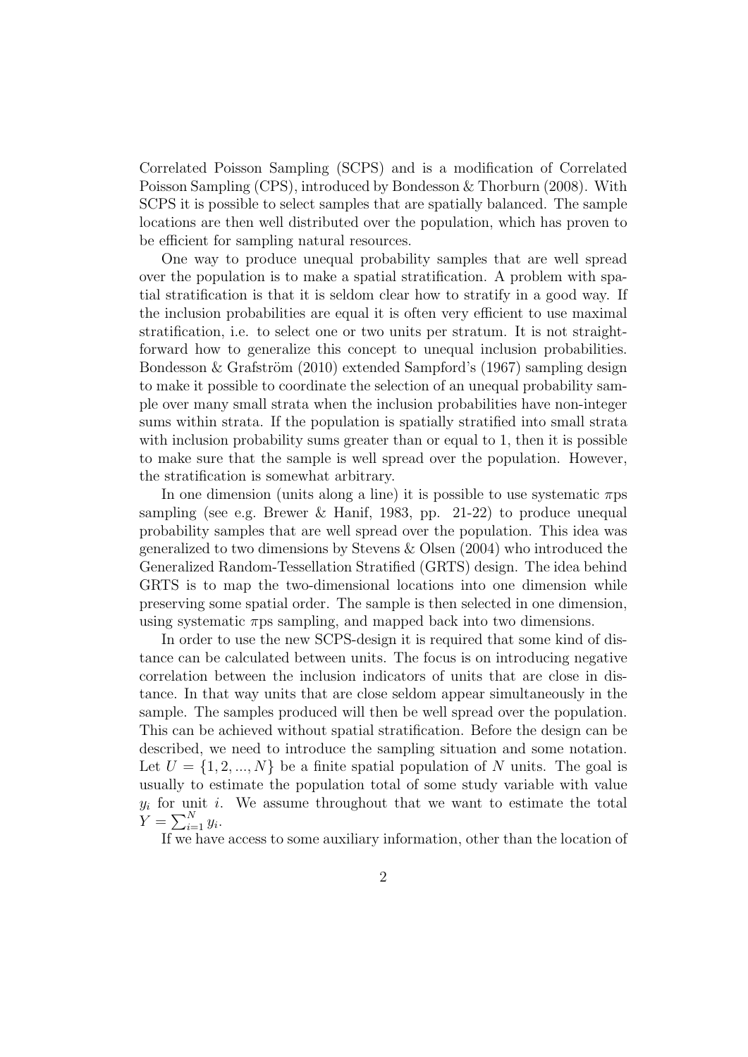Correlated Poisson Sampling (SCPS) and is a modification of Correlated Poisson Sampling (CPS), introduced by Bondesson & Thorburn (2008). With SCPS it is possible to select samples that are spatially balanced. The sample locations are then well distributed over the population, which has proven to be efficient for sampling natural resources.

One way to produce unequal probability samples that are well spread over the population is to make a spatial stratification. A problem with spatial stratification is that it is seldom clear how to stratify in a good way. If the inclusion probabilities are equal it is often very efficient to use maximal stratification, i.e. to select one or two units per stratum. It is not straightforward how to generalize this concept to unequal inclusion probabilities. Bondesson & Grafström (2010) extended Sampford's (1967) sampling design to make it possible to coordinate the selection of an unequal probability sample over many small strata when the inclusion probabilities have non-integer sums within strata. If the population is spatially stratified into small strata with inclusion probability sums greater than or equal to 1, then it is possible to make sure that the sample is well spread over the population. However, the stratification is somewhat arbitrary.

In one dimension (units along a line) it is possible to use systematic $\pi$ps sampling (see e.g. Brewer & Hanif, 1983, pp. 21-22) to produce unequal probability samples that are well spread over the population. This idea was generalized to two dimensions by Stevens & Olsen (2004) who introduced the Generalized Random-Tessellation Stratified (GRTS) design. The idea behind GRTS is to map the two-dimensional locations into one dimension while preserving some spatial order. The sample is then selected in one dimension, using systematic $\pi$ps sampling, and mapped back into two dimensions.

In order to use the new SCPS-design it is required that some kind of distance can be calculated between units. The focus is on introducing negative correlation between the inclusion indicators of units that are close in distance. In that way units that are close seldom appear simultaneously in the sample. The samples produced will then be well spread over the population. This can be achieved without spatial stratification. Before the design can be described, we need to introduce the sampling situation and some notation. Let $U = \{1, 2, ..., N\}$ be a finite spatial population of $N$ units. The goal is usually to estimate the population total of some study variable with value $y_i$ for unit $i$. We assume throughout that we want to estimate the total $Y = \sum_{i=1}^{N} y_i$.

If we have access to some auxiliary information, other than the location of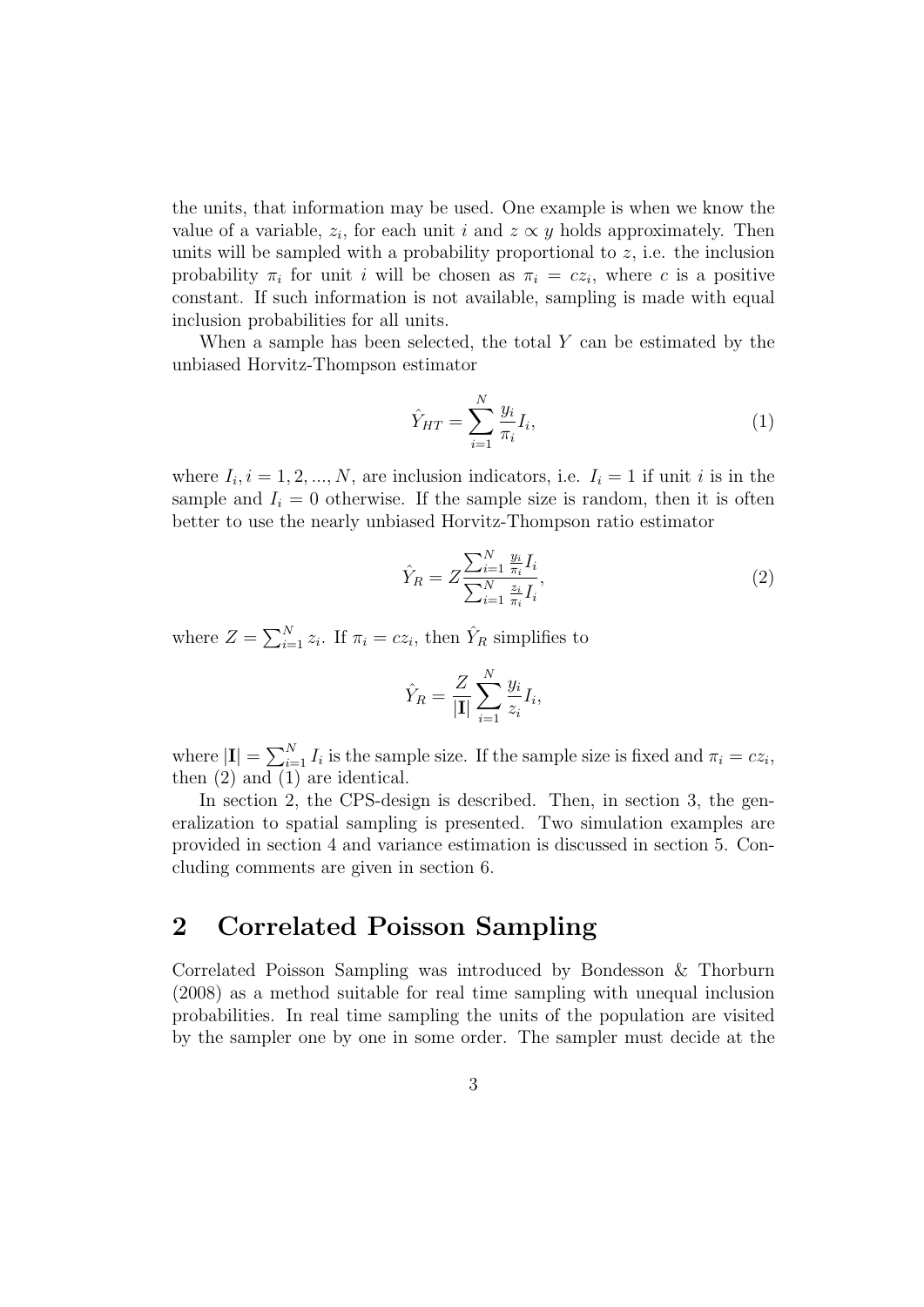the units, that information may be used. One example is when we know the value of a variable, $z_i$, for each unit $i$ and $z \propto y$ holds approximately. Then units will be sampled with a probability proportional to $z$, i.e. the inclusion probability $\pi_i$ for unit $i$ will be chosen as $\pi_i = cz_i$, where $c$ is a positive constant. If such information is not available, sampling is made with equal inclusion probabilities for all units.

When a sample has been selected, the total $Y$ can be estimated by the unbiased Horvitz-Thompson estimator

$$\hat{Y}_{HT} = \sum_{i=1}^{N} \frac{y_i}{\pi_i} I_i, \tag{1}$$

where $I_i, i = 1, 2, ..., N$, are inclusion indicators, i.e. $I_i = 1$ if unit $i$ is in the sample and $I_i = 0$ otherwise. If the sample size is random, then it is often better to use the nearly unbiased Horvitz-Thompson ratio estimator

$$\hat{Y}_R = Z \frac{\sum_{i=1}^{N} \frac{y_i}{\pi_i} I_i}{\sum_{i=1}^{N} \frac{z_i}{\pi_i} I_i}, \tag{2}$$

where $Z = \sum_{i=1}^{N} z_i$. If $\pi_i = cz_i$, then $\hat{Y}_R$ simplifies to

$$\hat{Y}_R = \frac{Z}{|\mathbf{I}|} \sum_{i=1}^{N} \frac{y_i}{z_i} I_i,$$

where $|\mathbf{I}| = \sum_{i=1}^{N} I_i$ is the sample size. If the sample size is fixed and $\pi_i = cz_i$, then (2) and (1) are identical.

In section 2, the CPS-design is described. Then, in section 3, the generalization to spatial sampling is presented. Two simulation examples are provided in section 4 and variance estimation is discussed in section 5. Concluding comments are given in section 6.

## 2 Correlated Poisson Sampling

Correlated Poisson Sampling was introduced by Bondesson & Thorburn (2008) as a method suitable for real time sampling with unequal inclusion probabilities. In real time sampling the units of the population are visited by the sampler one by one in some order. The sampler must decide at the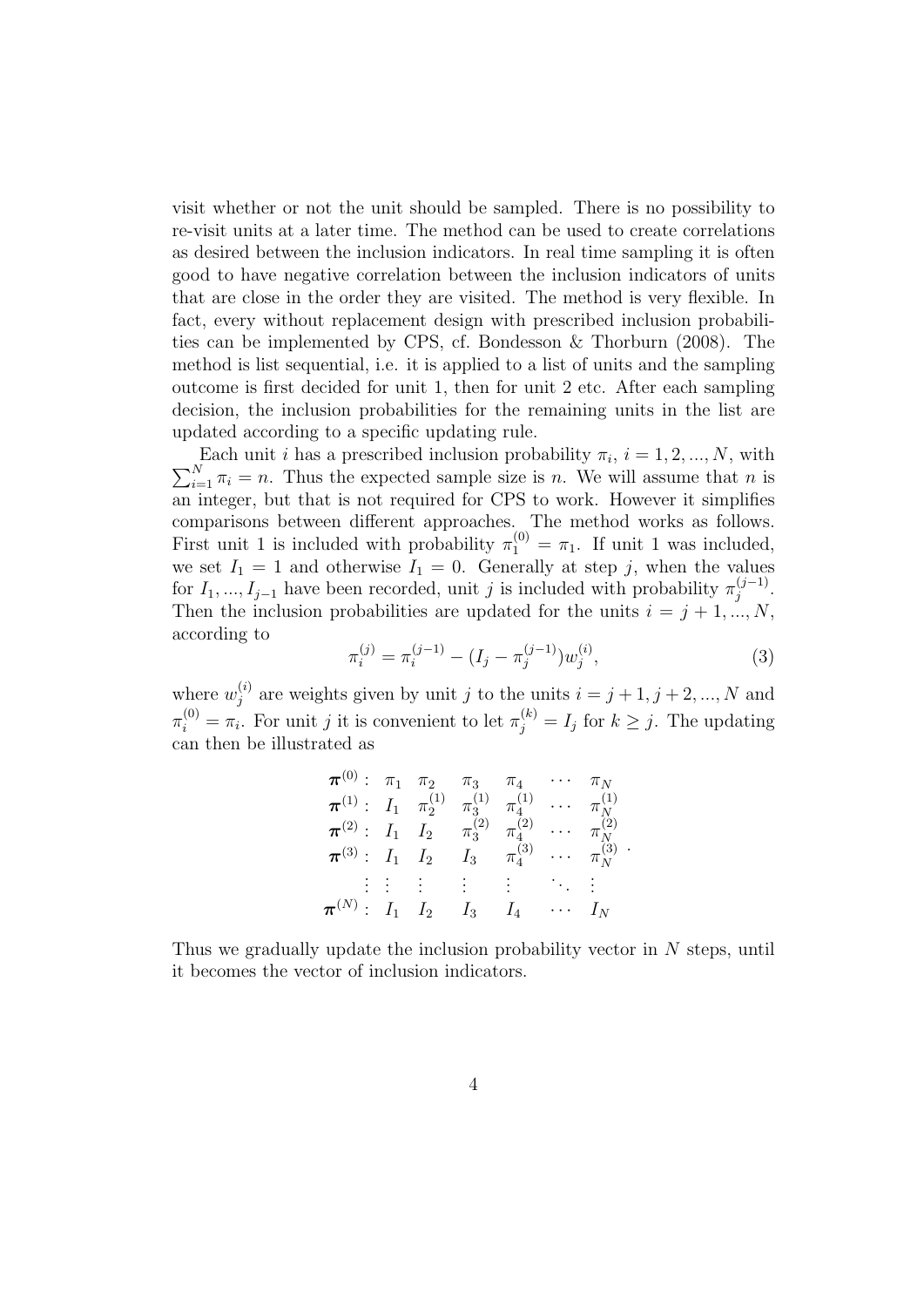visit whether or not the unit should be sampled. There is no possibility to re-visit units at a later time. The method can be used to create correlations as desired between the inclusion indicators. In real time sampling it is often good to have negative correlation between the inclusion indicators of units that are close in the order they are visited. The method is very flexible. In fact, every without replacement design with prescribed inclusion probabilities can be implemented by CPS, cf. Bondesson & Thorburn (2008). The method is list sequential, i.e. it is applied to a list of units and the sampling outcome is first decided for unit 1, then for unit 2 etc. After each sampling decision, the inclusion probabilities for the remaining units in the list are updated according to a specific updating rule.

Each unit $i$ has a prescribed inclusion probability $\pi_i$, $i = 1, 2, ..., N$, with $\sum_{i=1}^{N} \pi_i = n$. Thus the expected sample size is $n$. We will assume that $n$ is an integer, but that is not required for CPS to work. However it simplifies comparisons between different approaches. The method works as follows. First unit 1 is included with probability $\pi_1^{(0)} = \pi_1$. If unit 1 was included, we set $I_1 = 1$ and otherwise $I_1 = 0$. Generally at step $j$, when the values for $I_1, ..., I_{j-1}$ have been recorded, unit $j$ is included with probability $\pi_j^{(j-1)}$. Then the inclusion probabilities are updated for the units $i = j+1, ..., N$, according to

$$\pi_i^{(j)} = \pi_i^{(j-1)} - (I_j - \pi_j^{(j-1)}) w_j^{(i)}, \tag{3}$$

where $w_j^{(i)}$ are weights given by unit $j$ to the units $i = j+1, j+2, ..., N$ and $\pi_i^{(0)} = \pi_i$. For unit $j$ it is convenient to let $\pi_j^{(k)} = I_j$ for $k \geq j$. The updating can then be illustrated as

$$\begin{array}{lllllll}
\boldsymbol{\pi}^{(0)}: & \pi_1 & \pi_2 & \pi_3 & \pi_4 & \cdots & \pi_N \\
\boldsymbol{\pi}^{(1)}: & I_1 & \pi_2^{(1)} & \pi_3^{(1)} & \pi_4^{(1)} & \cdots & \pi_N^{(1)} \\
\boldsymbol{\pi}^{(2)}: & I_1 & I_2 & \pi_3^{(2)} & \pi_4^{(2)} & \cdots & \pi_N^{(2)} \\
\boldsymbol{\pi}^{(3)}: & I_1 & I_2 & I_3 & \pi_4^{(3)} & \cdots & \pi_N^{(3)} \\
\vdots & \vdots & \vdots & \vdots & \vdots & \ddots & \vdots \\
\boldsymbol{\pi}^{(N)}: & I_1 & I_2 & I_3 & I_4 & \cdots & I_N
\end{array}.$$

Thus we gradually update the inclusion probability vector in $N$ steps, until it becomes the vector of inclusion indicators.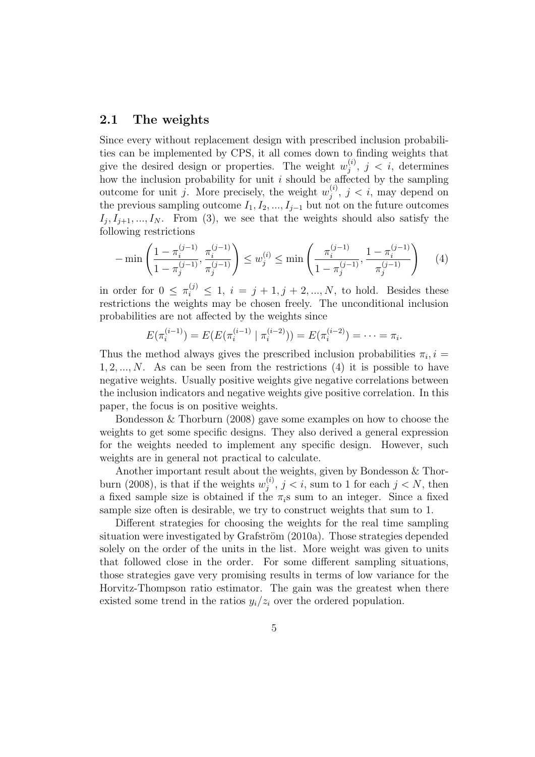## 2.1 The weights

Since every without replacement design with prescribed inclusion probabilities can be implemented by CPS, it all comes down to finding weights that give the desired design or properties. The weight $w_j^{(i)}$, $j < i$, determines how the inclusion probability for unit $i$ should be affected by the sampling outcome for unit $j$. More precisely, the weight $w_j^{(i)}$, $j < i$, may depend on the previous sampling outcome $I_1, I_2, ..., I_{j-1}$ but not on the future outcomes $I_j, I_{j+1}, ..., I_N$. From (3), we see that the weights should also satisfy the following restrictions

$$-\min\left(\frac{1-\pi_i^{(j-1)}}{1-\pi_j^{(j-1)}}, \frac{\pi_i^{(j-1)}}{\pi_j^{(j-1)}}\right) \leq w_j^{(i)} \leq \min\left(\frac{\pi_i^{(j-1)}}{1-\pi_j^{(j-1)}}, \frac{1-\pi_i^{(j-1)}}{\pi_j^{(j-1)}}\right) \quad (4)$$

in order for $0 \leq \pi_i^{(j)} \leq 1$, $i = j+1, j+2, ..., N$, to hold. Besides these restrictions the weights may be chosen freely. The unconditional inclusion probabilities are not affected by the weights since

$$E(\pi_i^{(i-1)}) = E(E(\pi_i^{(i-1)} \mid \pi_i^{(i-2)})) = E(\pi_i^{(i-2)}) = \cdots = \pi_i.$$

Thus the method always gives the prescribed inclusion probabilities $\pi_i, i = 1, 2, ..., N$. As can be seen from the restrictions (4) it is possible to have negative weights. Usually positive weights give negative correlations between the inclusion indicators and negative weights give positive correlation. In this paper, the focus is on positive weights.

Bondesson & Thorburn (2008) gave some examples on how to choose the weights to get some specific designs. They also derived a general expression for the weights needed to implement any specific design. However, such weights are in general not practical to calculate.

Another important result about the weights, given by Bondesson & Thorburn (2008), is that if the weights $w_j^{(i)}$, $j < i$, sum to 1 for each $j < N$, then a fixed sample size is obtained if the $\pi_i$s sum to an integer. Since a fixed sample size often is desirable, we try to construct weights that sum to 1.

Different strategies for choosing the weights for the real time sampling situation were investigated by Grafström (2010a). Those strategies depended solely on the order of the units in the list. More weight was given to units that followed close in the order. For some different sampling situations, those strategies gave very promising results in terms of low variance for the Horvitz-Thompson ratio estimator. The gain was the greatest when there existed some trend in the ratios $y_i/z_i$ over the ordered population.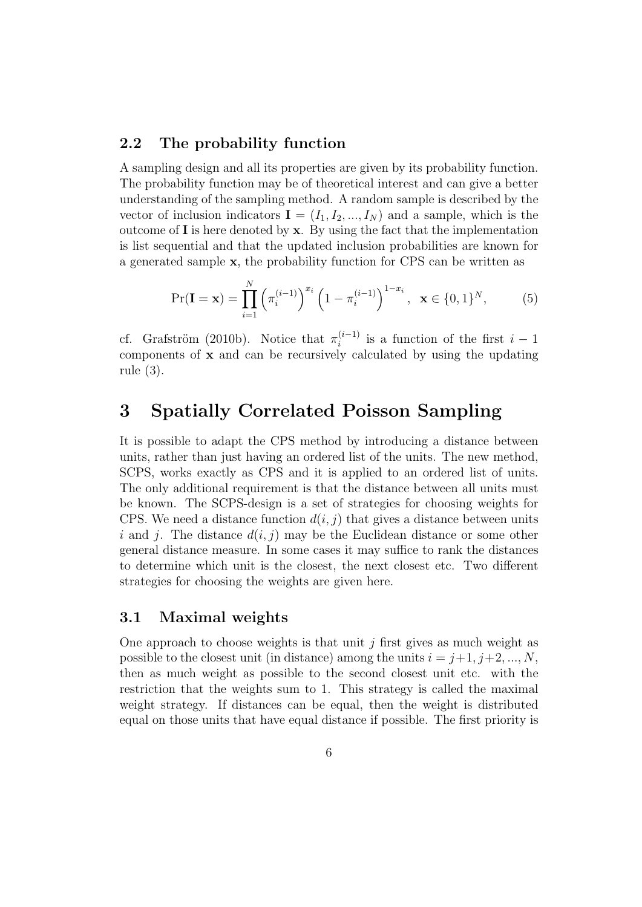### 2.2 The probability function

A sampling design and all its properties are given by its probability function. The probability function may be of theoretical interest and can give a better understanding of the sampling method. A random sample is described by the vector of inclusion indicators $\mathbf{I} = (I_1, I_2, ..., I_N)$ and a sample, which is the outcome of $\mathbf{I}$ is here denoted by $\mathbf{x}$. By using the fact that the implementation is list sequential and that the updated inclusion probabilities are known for a generated sample $\mathbf{x}$, the probability function for CPS can be written as

$$\Pr(\mathbf{I} = \mathbf{x}) = \prod_{i=1}^{N} \left(\pi_i^{(i-1)}\right)^{x_i} \left(1 - \pi_i^{(i-1)}\right)^{1-x_i}, \quad \mathbf{x} \in \{0,1\}^N, \tag{5}$$

cf. Grafström (2010b). Notice that $\pi_i^{(i-1)}$ is a function of the first $i-1$ components of $\mathbf{x}$ and can be recursively calculated by using the updating rule (3).

# 3 Spatially Correlated Poisson Sampling

It is possible to adapt the CPS method by introducing a distance between units, rather than just having an ordered list of the units. The new method, SCPS, works exactly as CPS and it is applied to an ordered list of units. The only additional requirement is that the distance between all units must be known. The SCPS-design is a set of strategies for choosing weights for CPS. We need a distance function $d(i,j)$ that gives a distance between units $i$ and $j$. The distance $d(i,j)$ may be the Euclidean distance or some other general distance measure. In some cases it may suffice to rank the distances to determine which unit is the closest, the next closest etc. Two different strategies for choosing the weights are given here.

### 3.1 Maximal weights

One approach to choose weights is that unit $j$ first gives as much weight as possible to the closest unit (in distance) among the units $i = j+1, j+2, ..., N$, then as much weight as possible to the second closest unit etc. with the restriction that the weights sum to 1. This strategy is called the maximal weight strategy. If distances can be equal, then the weight is distributed equal on those units that have equal distance if possible. The first priority is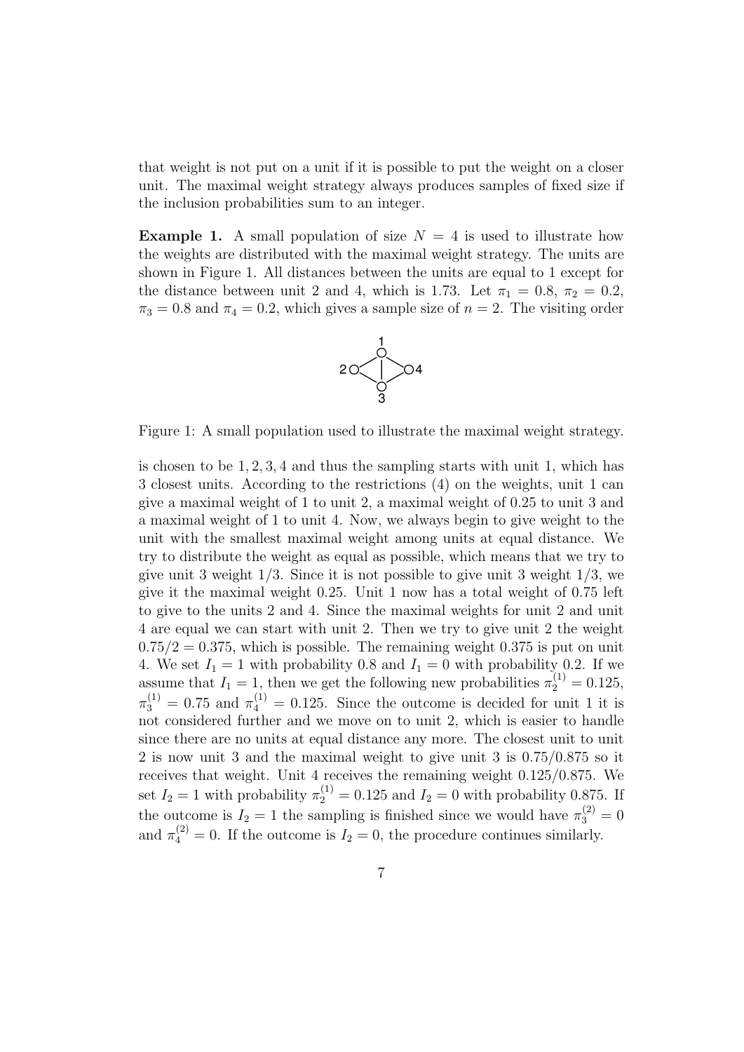that weight is not put on a unit if it is possible to put the weight on a closer unit. The maximal weight strategy always produces samples of fixed size if the inclusion probabilities sum to an integer.

**Example 1.** A small population of size $N = 4$ is used to illustrate how the weights are distributed with the maximal weight strategy. The units are shown in Figure 1. All distances between the units are equal to 1 except for the distance between unit 2 and 4, which is 1.73. Let $\pi_1 = 0.8$, $\pi_2 = 0.2$, $\pi_3 = 0.8$ and $\pi_4 = 0.2$, which gives a sample size of $n = 2$. The visiting order is chosen to be $1, 2, 3, 4$ and thus the sampling starts with unit 1, which has 3 closest units. According to the restrictions (4) on the weights, unit 1 can give a maximal weight of 1 to unit 2, a maximal weight of 0.25 to unit 3 and a maximal weight of 1 to unit 4. Now, we always begin to give weight to the unit with the smallest maximal weight among units at equal distance. We try to distribute the weight as equal as possible, which means that we try to give unit 3 weight $1/3$. Since it is not possible to give unit 3 weight $1/3$, we give it the maximal weight 0.25. Unit 1 now has a total weight of 0.75 left to give to the units 2 and 4. Since the maximal weights for unit 2 and unit 4 are equal we can start with unit 2. Then we try to give unit 2 the weight $0.75/2 = 0.375$, which is possible. The remaining weight 0.375 is put on unit 4. We set $I_1 = 1$ with probability 0.8 and $I_1 = 0$ with probability 0.2. If we assume that $I_1 = 1$, then we get the following new probabilities $\pi_2^{(1)} = 0.125$, $\pi_3^{(1)} = 0.75$ and $\pi_4^{(1)} = 0.125$. Since the outcome is decided for unit 1 it is not considered further and we move on to unit 2, which is easier to handle since there are no units at equal distance any more. The closest unit to unit 2 is now unit 3 and the maximal weight to give unit 3 is $0.75/0.875$ so it receives that weight. Unit 4 receives the remaining weight $0.125/0.875$. We set $I_2 = 1$ with probability $\pi_2^{(1)} = 0.125$ and $I_2 = 0$ with probability 0.875. If the outcome is $I_2 = 1$ the sampling is finished since we would have $\pi_3^{(2)} = 0$ and $\pi_4^{(2)} = 0$. If the outcome is $I_2 = 0$, the procedure continues similarly.

Figure 1: A small population used to illustrate the maximal weight strategy.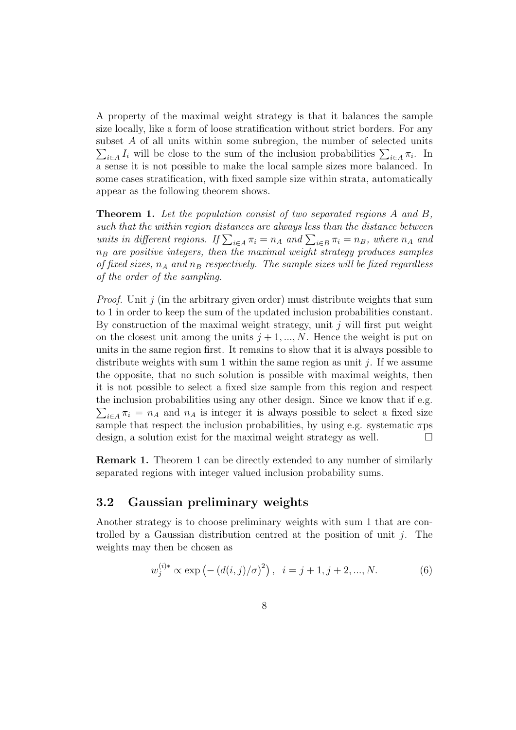A property of the maximal weight strategy is that it balances the sample size locally, like a form of loose stratification without strict borders. For any subset $A$ of all units within some subregion, the number of selected units $\sum_{i \in A} I_i$ will be close to the sum of the inclusion probabilities $\sum_{i \in A} \pi_i$. In a sense it is not possible to make the local sample sizes more balanced. In some cases stratification, with fixed sample size within strata, automatically appear as the following theorem shows.

**Theorem 1.** *Let the population consist of two separated regions $A$ and $B$, such that the within region distances are always less than the distance between units in different regions. If $\sum_{i \in A} \pi_i = n_A$ and $\sum_{i \in B} \pi_i = n_B$, where $n_A$ and $n_B$ are positive integers, then the maximal weight strategy produces samples of fixed sizes, $n_A$ and $n_B$ respectively. The sample sizes will be fixed regardless of the order of the sampling.*

*Proof.* Unit $j$ (in the arbitrary given order) must distribute weights that sum to 1 in order to keep the sum of the updated inclusion probabilities constant. By construction of the maximal weight strategy, unit $j$ will first put weight on the closest unit among the units $j+1, ..., N$. Hence the weight is put on units in the same region first. It remains to show that it is always possible to distribute weights with sum 1 within the same region as unit $j$. If we assume the opposite, that no such solution is possible with maximal weights, then it is not possible to select a fixed size sample from this region and respect the inclusion probabilities using any other design. Since we know that if e.g. $\sum_{i \in A} \pi_i = n_A$ and $n_A$ is integer it is always possible to select a fixed size sample that respect the inclusion probabilities, by using e.g. systematic $\pi$ps design, a solution exist for the maximal weight strategy as well. □

**Remark 1.** Theorem 1 can be directly extended to any number of similarly separated regions with integer valued inclusion probability sums.

### 3.2 Gaussian preliminary weights

Another strategy is to choose preliminary weights with sum 1 that are controlled by a Gaussian distribution centred at the position of unit $j$. The weights may then be chosen as

$$w_j^{(i)*} \propto \exp\left(-\left(d(i,j)/\sigma\right)^2\right), \quad i = j+1, j+2, ..., N. \tag{6}$$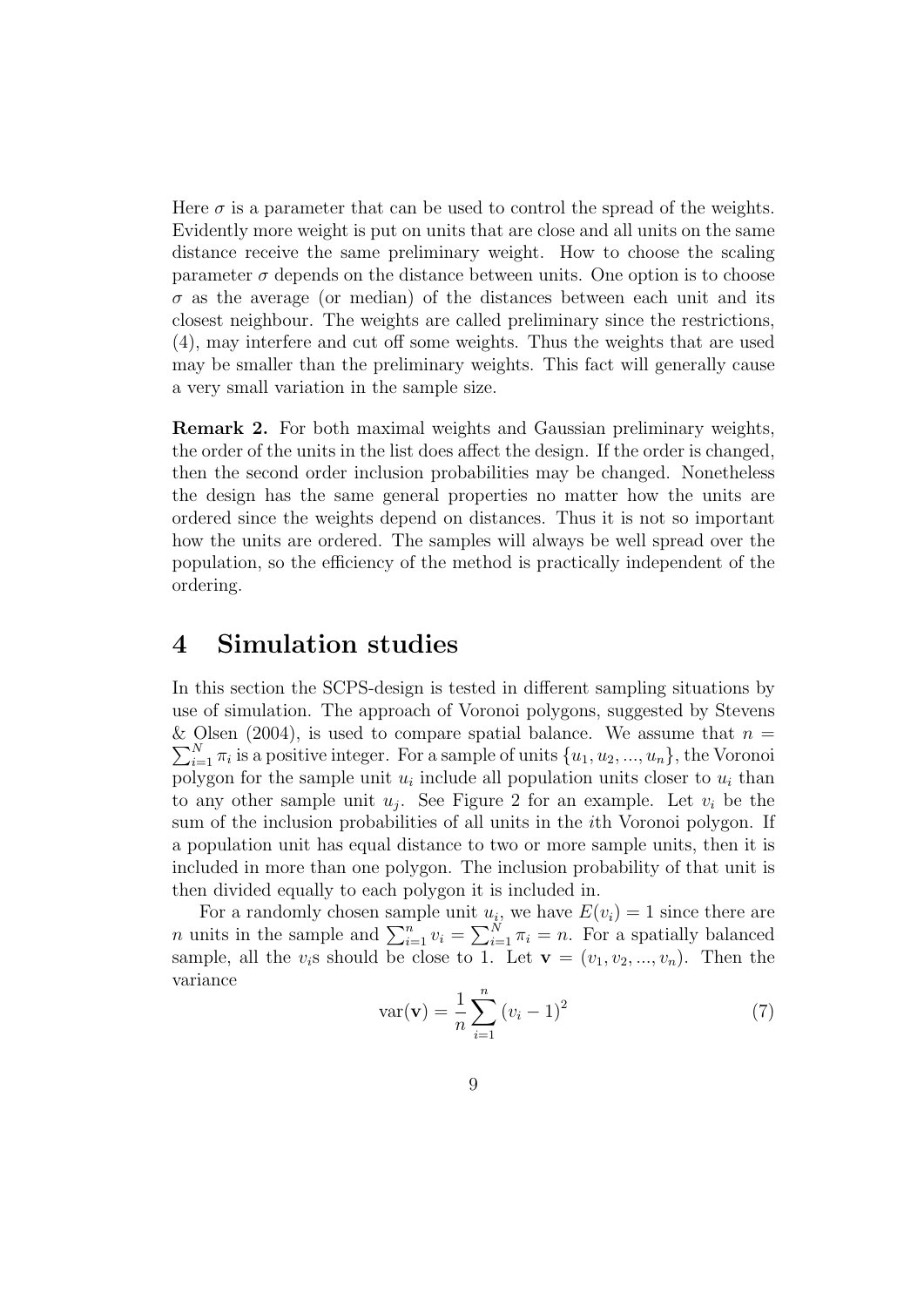Here $\sigma$ is a parameter that can be used to control the spread of the weights. Evidently more weight is put on units that are close and all units on the same distance receive the same preliminary weight. How to choose the scaling parameter $\sigma$ depends on the distance between units. One option is to choose $\sigma$ as the average (or median) of the distances between each unit and its closest neighbour. The weights are called preliminary since the restrictions, (4), may interfere and cut off some weights. Thus the weights that are used may be smaller than the preliminary weights. This fact will generally cause a very small variation in the sample size.

**Remark 2.** For both maximal weights and Gaussian preliminary weights, the order of the units in the list does affect the design. If the order is changed, then the second order inclusion probabilities may be changed. Nonetheless the design has the same general properties no matter how the units are ordered since the weights depend on distances. Thus it is not so important how the units are ordered. The samples will always be well spread over the population, so the efficiency of the method is practically independent of the ordering.

# 4 Simulation studies

In this section the SCPS-design is tested in different sampling situations by use of simulation. The approach of Voronoi polygons, suggested by Stevens & Olsen (2004), is used to compare spatial balance. We assume that $n = \sum_{i=1}^{N} \pi_i$ is a positive integer. For a sample of units $\{u_1, u_2, ..., u_n\}$, the Voronoi polygon for the sample unit $u_i$ include all population units closer to $u_i$ than to any other sample unit $u_j$. See Figure 2 for an example. Let $v_i$ be the sum of the inclusion probabilities of all units in the $i$th Voronoi polygon. If a population unit has equal distance to two or more sample units, then it is included in more than one polygon. The inclusion probability of that unit is then divided equally to each polygon it is included in.

For a randomly chosen sample unit $u_i$, we have $E(v_i) = 1$ since there are $n$ units in the sample and $\sum_{i=1}^{n} v_i = \sum_{i=1}^{N} \pi_i = n$. For a spatially balanced sample, all the $v_i$s should be close to 1. Let $\mathbf{v} = (v_1, v_2, ..., v_n)$. Then the variance

$$\mathrm{var}(\mathbf{v}) = \frac{1}{n} \sum_{i=1}^{n} (v_i - 1)^2 \tag{7}$$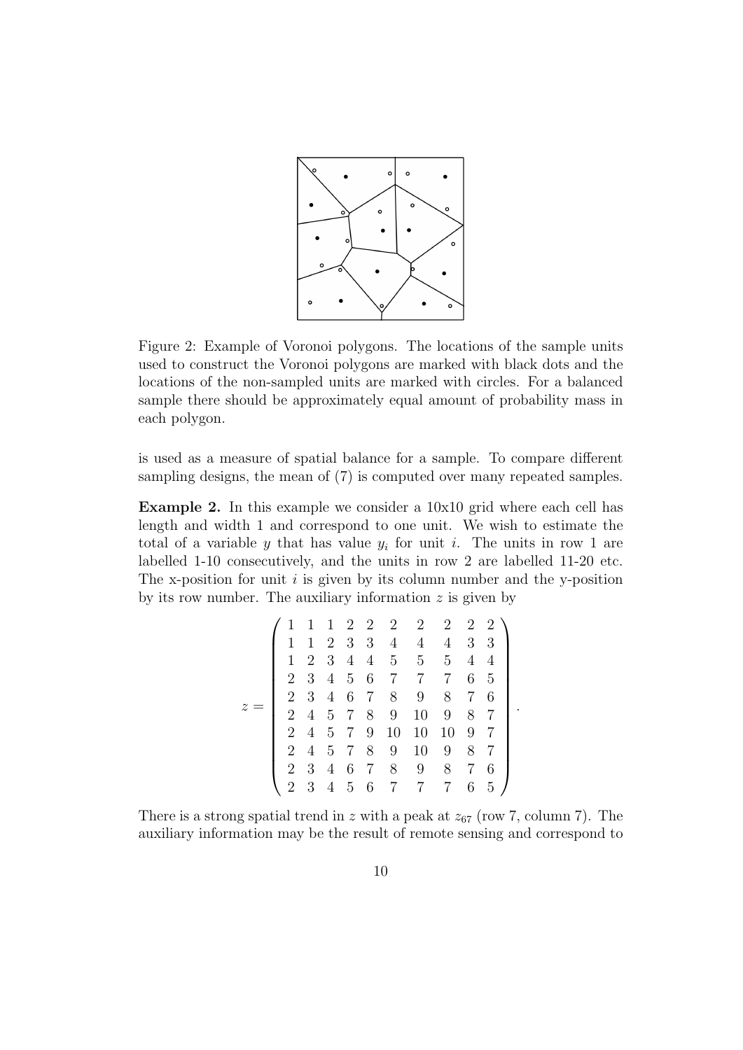Figure 2: Example of Voronoi polygons. The locations of the sample units used to construct the Voronoi polygons are marked with black dots and the locations of the non-sampled units are marked with circles. For a balanced sample there should be approximately equal amount of probability mass in each polygon.

is used as a measure of spatial balance for a sample. To compare different sampling designs, the mean of (7) is computed over many repeated samples.

**Example 2.** In this example we consider a 10x10 grid where each cell has length and width 1 and correspond to one unit. We wish to estimate the total of a variable $y$ that has value $y_i$ for unit $i$. The units in row 1 are labelled 1-10 consecutively, and the units in row 2 are labelled 11-20 etc. The x-position for unit $i$ is given by its column number and the y-position by its row number. The auxiliary information $z$ is given by

$$
z = \begin{pmatrix}
1 & 1 & 1 & 2 & 2 & 2 & 2 & 2 & 2 & 2 \\
1 & 1 & 2 & 3 & 3 & 4 & 4 & 4 & 3 & 3 \\
1 & 2 & 3 & 4 & 4 & 5 & 5 & 5 & 4 & 4 \\
2 & 3 & 4 & 5 & 6 & 7 & 7 & 7 & 6 & 5 \\
2 & 3 & 4 & 6 & 7 & 8 & 9 & 8 & 7 & 6 \\
2 & 4 & 5 & 7 & 8 & 9 & 10 & 9 & 8 & 7 \\
2 & 4 & 5 & 7 & 9 & 10 & 10 & 10 & 9 & 7 \\
2 & 4 & 5 & 7 & 8 & 9 & 10 & 9 & 8 & 7 \\
2 & 3 & 4 & 6 & 7 & 8 & 9 & 8 & 7 & 6 \\
2 & 3 & 4 & 5 & 6 & 7 & 7 & 7 & 6 & 5
\end{pmatrix}.
$$

There is a strong spatial trend in $z$ with a peak at $z_{67}$ (row 7, column 7). The auxiliary information may be the result of remote sensing and correspond to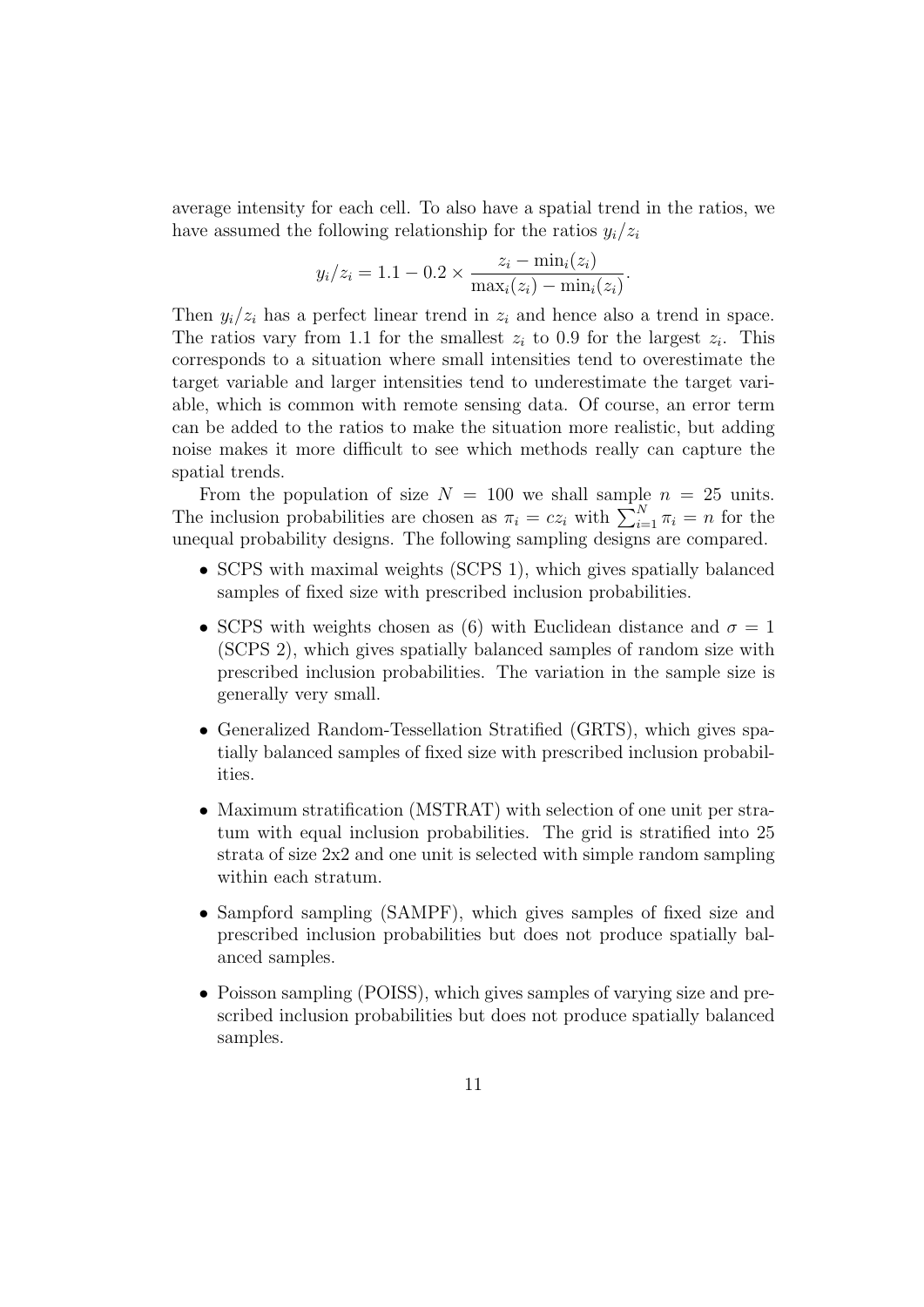average intensity for each cell. To also have a spatial trend in the ratios, we have assumed the following relationship for the ratios $y_i/z_i$

$$y_i/z_i = 1.1 - 0.2 \times \frac{z_i - \min_i(z_i)}{\max_i(z_i) - \min_i(z_i)}.$$

Then $y_i/z_i$ has a perfect linear trend in $z_i$ and hence also a trend in space. The ratios vary from 1.1 for the smallest $z_i$ to 0.9 for the largest $z_i$. This corresponds to a situation where small intensities tend to overestimate the target variable and larger intensities tend to underestimate the target variable, which is common with remote sensing data. Of course, an error term can be added to the ratios to make the situation more realistic, but adding noise makes it more difficult to see which methods really can capture the spatial trends.

From the population of size $N = 100$ we shall sample $n = 25$ units. The inclusion probabilities are chosen as $\pi_i = cz_i$ with $\sum_{i=1}^{N} \pi_i = n$ for the unequal probability designs. The following sampling designs are compared.

- SCPS with maximal weights (SCPS 1), which gives spatially balanced samples of fixed size with prescribed inclusion probabilities.
- SCPS with weights chosen as (6) with Euclidean distance and $\sigma = 1$ (SCPS 2), which gives spatially balanced samples of random size with prescribed inclusion probabilities. The variation in the sample size is generally very small.
- Generalized Random-Tessellation Stratified (GRTS), which gives spatially balanced samples of fixed size with prescribed inclusion probabilities.
- Maximum stratification (MSTRAT) with selection of one unit per stratum with equal inclusion probabilities. The grid is stratified into 25 strata of size 2x2 and one unit is selected with simple random sampling within each stratum.
- Sampford sampling (SAMPF), which gives samples of fixed size and prescribed inclusion probabilities but does not produce spatially balanced samples.
- Poisson sampling (POISS), which gives samples of varying size and prescribed inclusion probabilities but does not produce spatially balanced samples.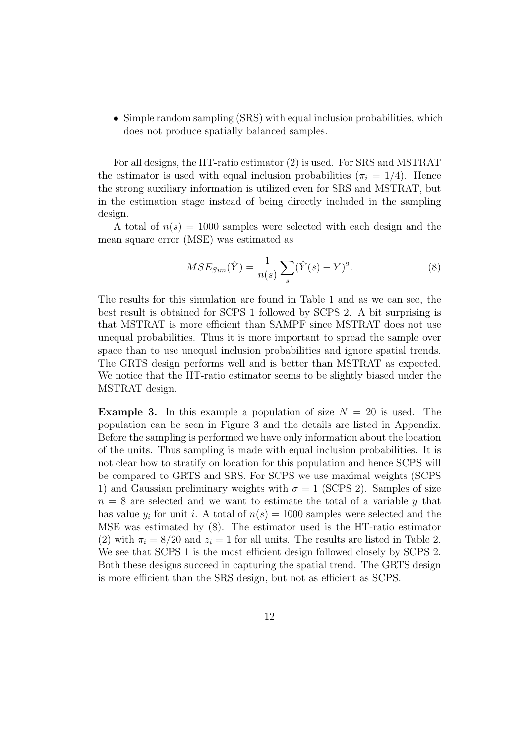- Simple random sampling (SRS) with equal inclusion probabilities, which does not produce spatially balanced samples.

For all designs, the HT-ratio estimator (2) is used. For SRS and MSTRAT the estimator is used with equal inclusion probabilities ($\pi_i = 1/4$). Hence the strong auxiliary information is utilized even for SRS and MSTRAT, but in the estimation stage instead of being directly included in the sampling design.

A total of $n(s) = 1000$ samples were selected with each design and the mean square error (MSE) was estimated as

$$MSE_{Sim}(\hat{Y}) = \frac{1}{n(s)} \sum_{s} (\hat{Y}(s) - Y)^2. \tag{8}$$

The results for this simulation are found in Table 1 and as we can see, the best result is obtained for SCPS 1 followed by SCPS 2. A bit surprising is that MSTRAT is more efficient than SAMPF since MSTRAT does not use unequal probabilities. Thus it is more important to spread the sample over space than to use unequal inclusion probabilities and ignore spatial trends. The GRTS design performs well and is better than MSTRAT as expected. We notice that the HT-ratio estimator seems to be slightly biased under the MSTRAT design.

**Example 3.** In this example a population of size $N = 20$ is used. The population can be seen in Figure 3 and the details are listed in Appendix. Before the sampling is performed we have only information about the location of the units. Thus sampling is made with equal inclusion probabilities. It is not clear how to stratify on location for this population and hence SCPS will be compared to GRTS and SRS. For SCPS we use maximal weights (SCPS 1) and Gaussian preliminary weights with $\sigma = 1$ (SCPS 2). Samples of size $n = 8$ are selected and we want to estimate the total of a variable $y$ that has value $y_i$ for unit $i$. A total of $n(s) = 1000$ samples were selected and the MSE was estimated by (8). The estimator used is the HT-ratio estimator (2) with $\pi_i = 8/20$ and $z_i = 1$ for all units. The results are listed in Table 2. We see that SCPS 1 is the most efficient design followed closely by SCPS 2. Both these designs succeed in capturing the spatial trend. The GRTS design is more efficient than the SRS design, but not as efficient as SCPS.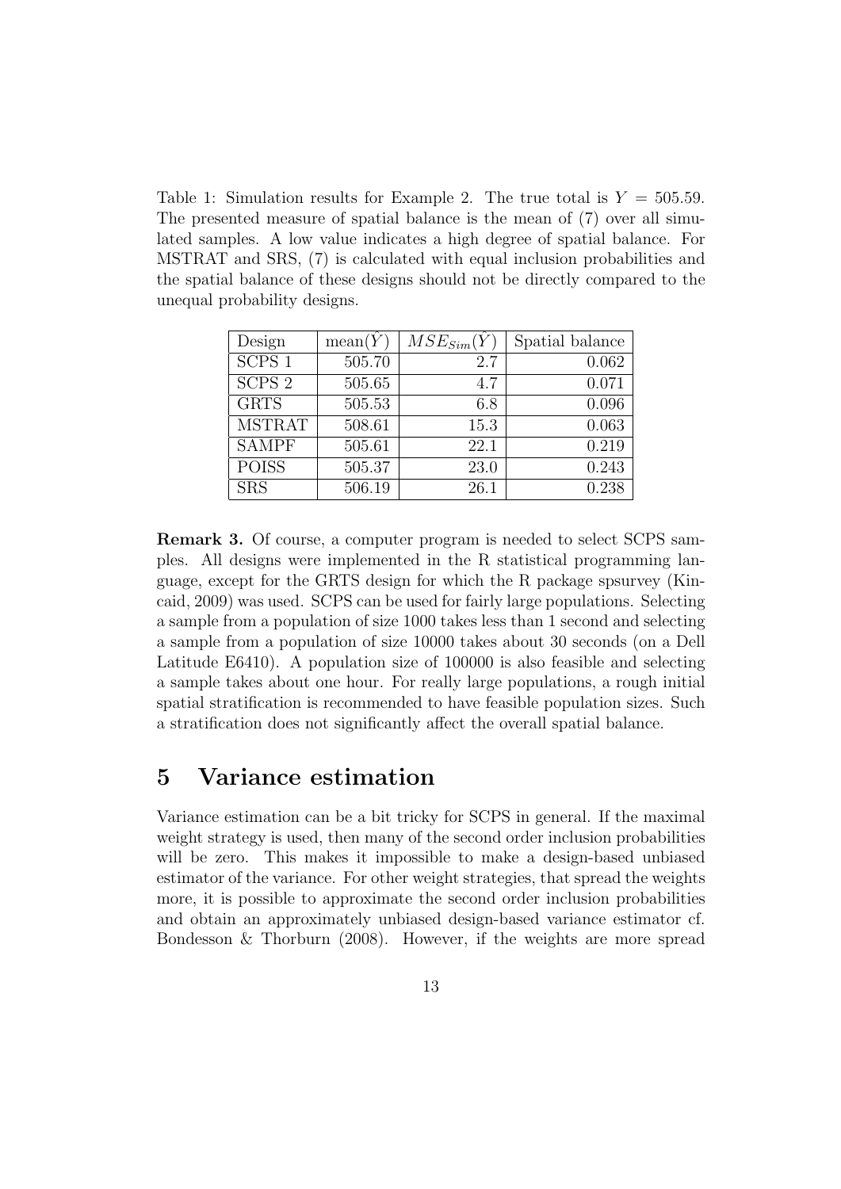Table 1: Simulation results for Example 2. The true total is $Y = 505.59$. The presented measure of spatial balance is the mean of (7) over all simulated samples. A low value indicates a high degree of spatial balance. For MSTRAT and SRS, (7) is calculated with equal inclusion probabilities and the spatial balance of these designs should not be directly compared to the unequal probability designs.

| Design | mean($\hat{Y}$) | $MSE_{Sim}(\hat{Y})$ | Spatial balance |
|---|---|---|---|
| SCPS 1 | 505.70 | 2.7 | 0.062 |
| SCPS 2 | 505.65 | 4.7 | 0.071 |
| GRTS | 505.53 | 6.8 | 0.096 |
| MSTRAT | 508.61 | 15.3 | 0.063 |
| SAMPF | 505.61 | 22.1 | 0.219 |
| POISS | 505.37 | 23.0 | 0.243 |
| SRS | 506.19 | 26.1 | 0.238 |

**Remark 3.** Of course, a computer program is needed to select SCPS samples. All designs were implemented in the R statistical programming language, except for the GRTS design for which the R package spsurvey (Kincaid, 2009) was used. SCPS can be used for fairly large populations. Selecting a sample from a population of size 1000 takes less than 1 second and selecting a sample from a population of size 10000 takes about 30 seconds (on a Dell Latitude E6410). A population size of 100000 is also feasible and selecting a sample takes about one hour. For really large populations, a rough initial spatial stratification is recommended to have feasible population sizes. Such a stratification does not significantly affect the overall spatial balance.

# 5 Variance estimation

Variance estimation can be a bit tricky for SCPS in general. If the maximal weight strategy is used, then many of the second order inclusion probabilities will be zero. This makes it impossible to make a design-based unbiased estimator of the variance. For other weight strategies, that spread the weights more, it is possible to approximate the second order inclusion probabilities and obtain an approximately unbiased design-based variance estimator cf. Bondesson & Thorburn (2008). However, if the weights are more spread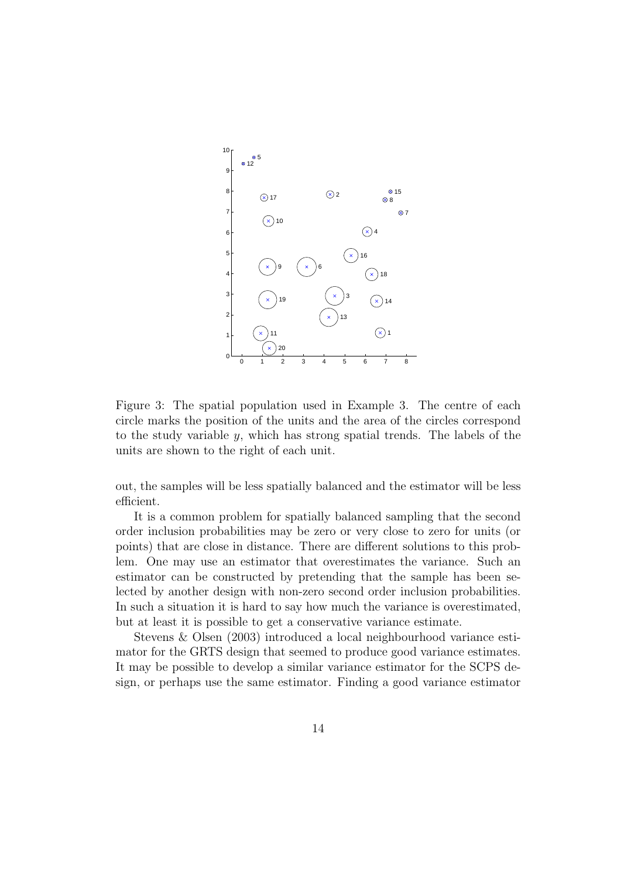Figure 3: The spatial population used in Example 3. The centre of each circle marks the position of the units and the area of the circles correspond to the study variable $y$, which has strong spatial trends. The labels of the units are shown to the right of each unit.

out, the samples will be less spatially balanced and the estimator will be less efficient.

It is a common problem for spatially balanced sampling that the second order inclusion probabilities may be zero or very close to zero for units (or points) that are close in distance. There are different solutions to this problem. One may use an estimator that overestimates the variance. Such an estimator can be constructed by pretending that the sample has been selected by another design with non-zero second order inclusion probabilities. In such a situation it is hard to say how much the variance is overestimated, but at least it is possible to get a conservative variance estimate.

Stevens & Olsen (2003) introduced a local neighbourhood variance estimator for the GRTS design that seemed to produce good variance estimates. It may be possible to develop a similar variance estimator for the SCPS design, or perhaps use the same estimator. Finding a good variance estimator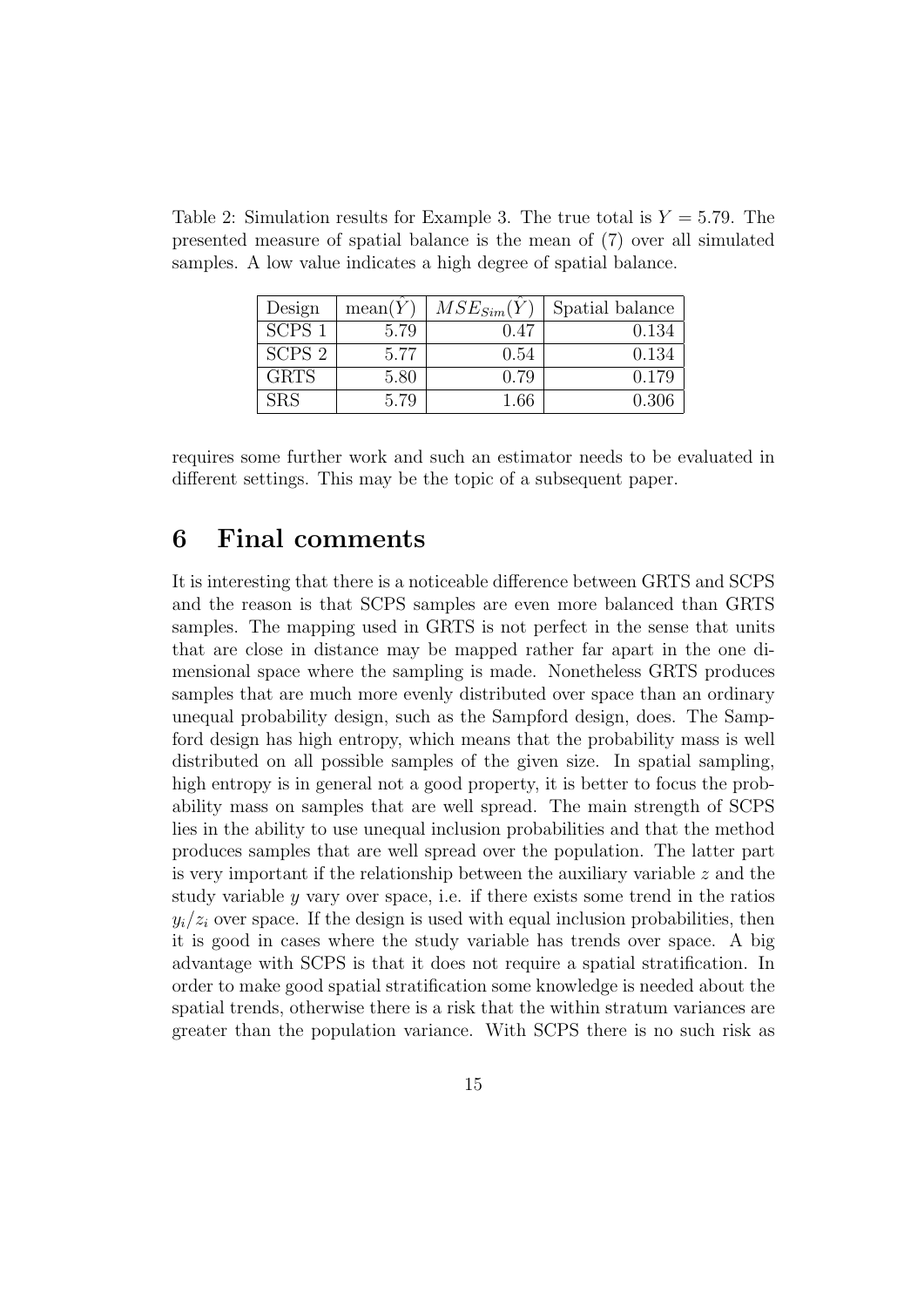Table 2: Simulation results for Example 3. The true total is $Y = 5.79$. The presented measure of spatial balance is the mean of (7) over all simulated samples. A low value indicates a high degree of spatial balance.

| Design | mean($\hat{Y}$) | $MSE_{Sim}(\hat{Y})$ | Spatial balance |
|---|---|---|---|
| SCPS 1 | 5.79 | 0.47 | 0.134 |
| SCPS 2 | 5.77 | 0.54 | 0.134 |
| GRTS | 5.80 | 0.79 | 0.179 |
| SRS | 5.79 | 1.66 | 0.306 |

requires some further work and such an estimator needs to be evaluated in different settings. This may be the topic of a subsequent paper.

# 6 Final comments

It is interesting that there is a noticeable difference between GRTS and SCPS and the reason is that SCPS samples are even more balanced than GRTS samples. The mapping used in GRTS is not perfect in the sense that units that are close in distance may be mapped rather far apart in the one dimensional space where the sampling is made. Nonetheless GRTS produces samples that are much more evenly distributed over space than an ordinary unequal probability design, such as the Sampford design, does. The Sampford design has high entropy, which means that the probability mass is well distributed on all possible samples of the given size. In spatial sampling, high entropy is in general not a good property, it is better to focus the probability mass on samples that are well spread. The main strength of SCPS lies in the ability to use unequal inclusion probabilities and that the method produces samples that are well spread over the population. The latter part is very important if the relationship between the auxiliary variable $z$ and the study variable $y$ vary over space, i.e. if there exists some trend in the ratios $y_i/z_i$ over space. If the design is used with equal inclusion probabilities, then it is good in cases where the study variable has trends over space. A big advantage with SCPS is that it does not require a spatial stratification. In order to make good spatial stratification some knowledge is needed about the spatial trends, otherwise there is a risk that the within stratum variances are greater than the population variance. With SCPS there is no such risk as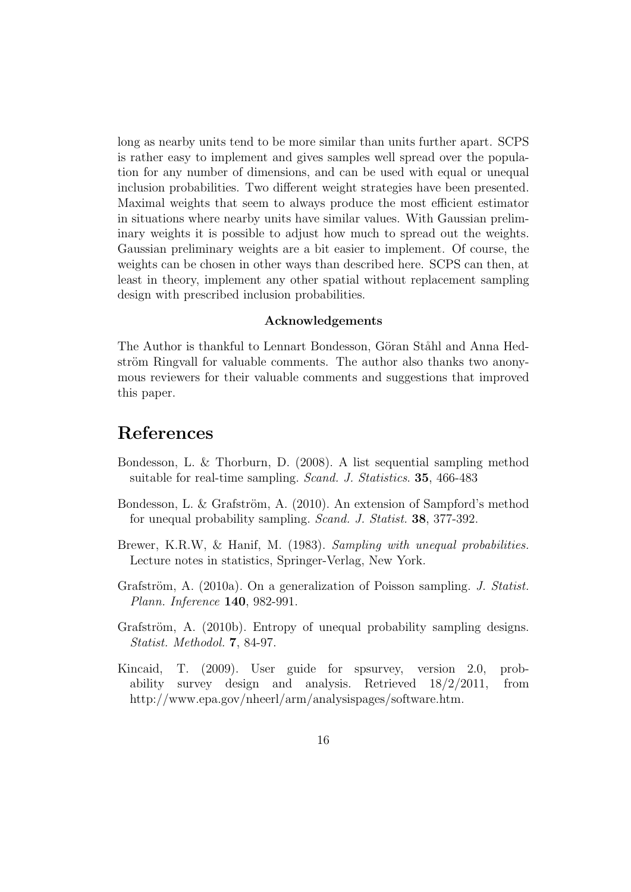long as nearby units tend to be more similar than units further apart. SCPS is rather easy to implement and gives samples well spread over the population for any number of dimensions, and can be used with equal or unequal inclusion probabilities. Two different weight strategies have been presented. Maximal weights that seem to always produce the most efficient estimator in situations where nearby units have similar values. With Gaussian preliminary weights it is possible to adjust how much to spread out the weights. Gaussian preliminary weights are a bit easier to implement. Of course, the weights can be chosen in other ways than described here. SCPS can then, at least in theory, implement any other spatial without replacement sampling design with prescribed inclusion probabilities.

**Acknowledgements**

The Author is thankful to Lennart Bondesson, Göran Ståhl and Anna Hedström Ringvall for valuable comments. The author also thanks two anonymous reviewers for their valuable comments and suggestions that improved this paper.

# References

Bondesson, L. & Thorburn, D. (2008). A list sequential sampling method suitable for real-time sampling. *Scand. J. Statistics*. **35**, 466-483

Bondesson, L. & Grafström, A. (2010). An extension of Sampford's method for unequal probability sampling. *Scand. J. Statist.* **38**, 377-392.

Brewer, K.R.W, & Hanif, M. (1983). *Sampling with unequal probabilities.* Lecture notes in statistics, Springer-Verlag, New York.

Grafström, A. (2010a). On a generalization of Poisson sampling. *J. Statist. Plann. Inference* **140**, 982-991.

Grafström, A. (2010b). Entropy of unequal probability sampling designs. *Statist. Methodol.* **7**, 84-97.

Kincaid, T. (2009). User guide for spsurvey, version 2.0, probability survey design and analysis. Retrieved 18/2/2011, from http://www.epa.gov/nheerl/arm/analysispages/software.htm.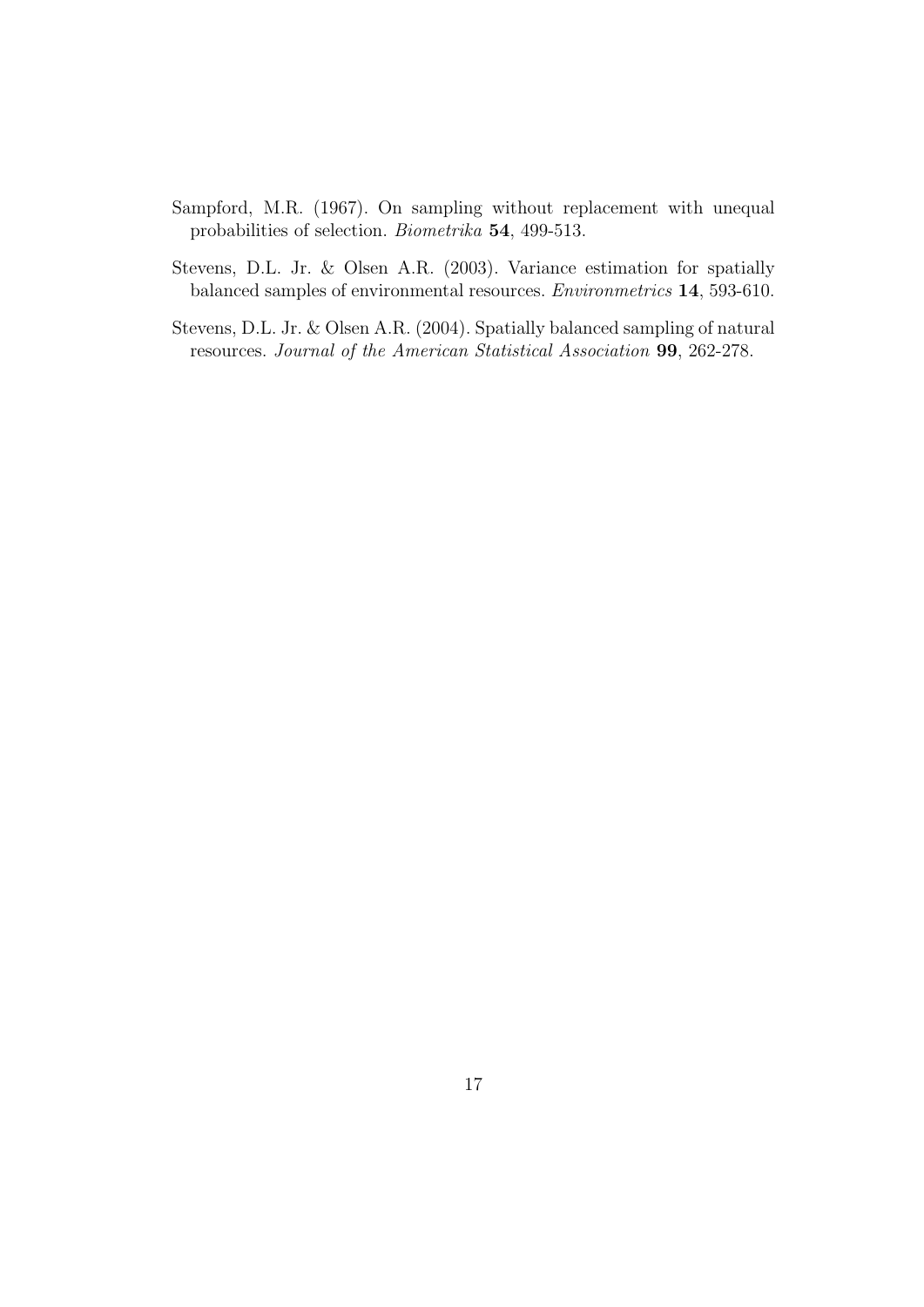Sampford, M.R. (1967). On sampling without replacement with unequal probabilities of selection. *Biometrika* **54**, 499-513.

Stevens, D.L. Jr. & Olsen A.R. (2003). Variance estimation for spatially balanced samples of environmental resources. *Environmetrics* **14**, 593-610.

Stevens, D.L. Jr. & Olsen A.R. (2004). Spatially balanced sampling of natural resources. *Journal of the American Statistical Association* **99**, 262-278.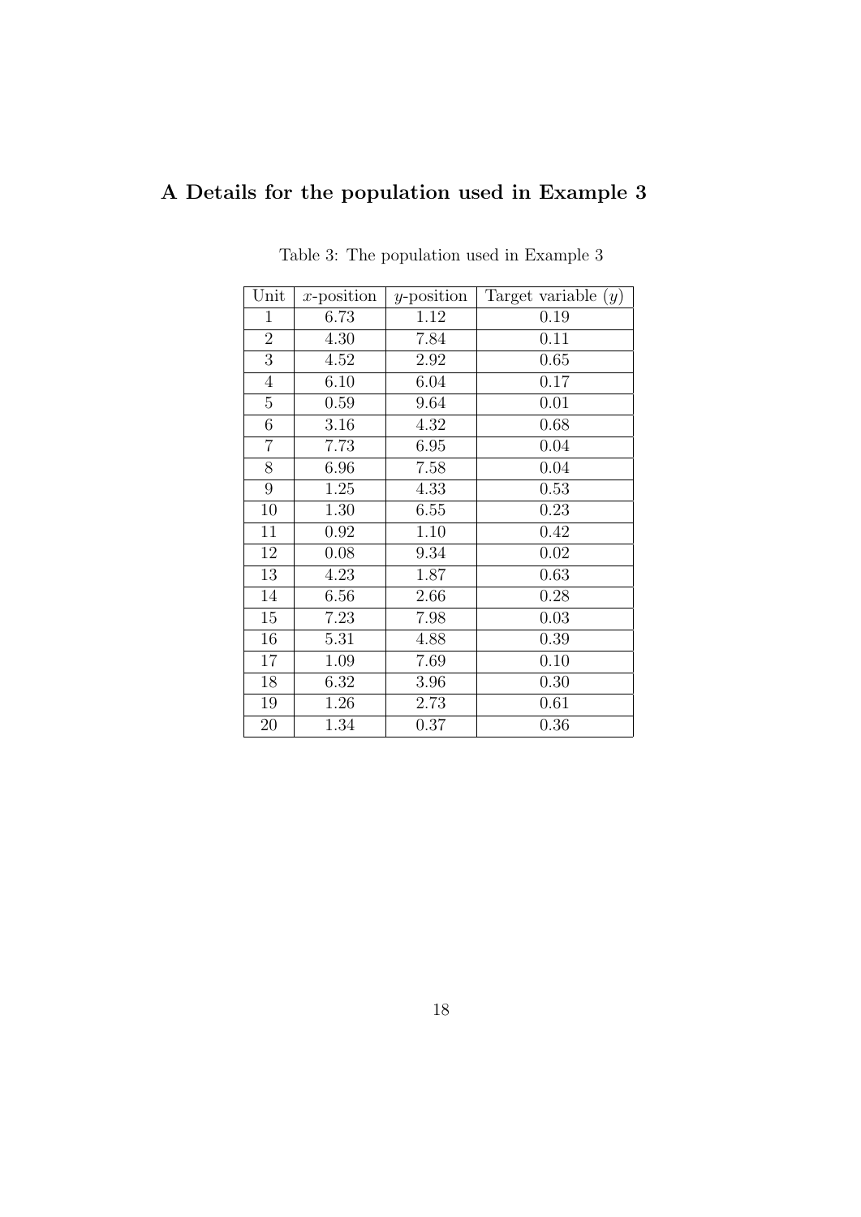# A Details for the population used in Example 3

Table 3: The population used in Example 3

| Unit | $x$-position | $y$-position | Target variable ($y$) |
|---|---|---|---|
| 1 | 6.73 | 1.12 | 0.19 |
| 2 | 4.30 | 7.84 | 0.11 |
| 3 | 4.52 | 2.92 | 0.65 |
| 4 | 6.10 | 6.04 | 0.17 |
| 5 | 0.59 | 9.64 | 0.01 |
| 6 | 3.16 | 4.32 | 0.68 |
| 7 | 7.73 | 6.95 | 0.04 |
| 8 | 6.96 | 7.58 | 0.04 |
| 9 | 1.25 | 4.33 | 0.53 |
| 10 | 1.30 | 6.55 | 0.23 |
| 11 | 0.92 | 1.10 | 0.42 |
| 12 | 0.08 | 9.34 | 0.02 |
| 13 | 4.23 | 1.87 | 0.63 |
| 14 | 6.56 | 2.66 | 0.28 |
| 15 | 7.23 | 7.98 | 0.03 |
| 16 | 5.31 | 4.88 | 0.39 |
| 17 | 1.09 | 7.69 | 0.10 |
| 18 | 6.32 | 3.96 | 0.30 |
| 19 | 1.26 | 2.73 | 0.61 |
| 20 | 1.34 | 0.37 | 0.36 |